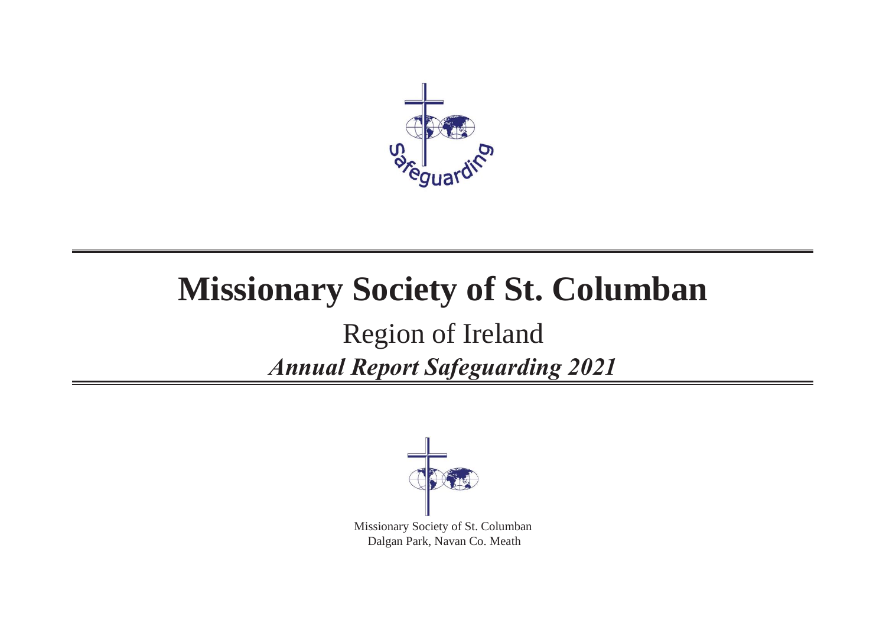# Missionary Society of St. Columban

## Region of Ireland

### *Annual Report Safeguarding 2021*

Missionary Society of St. Columban
Dalgan Park, Navan Co. Meath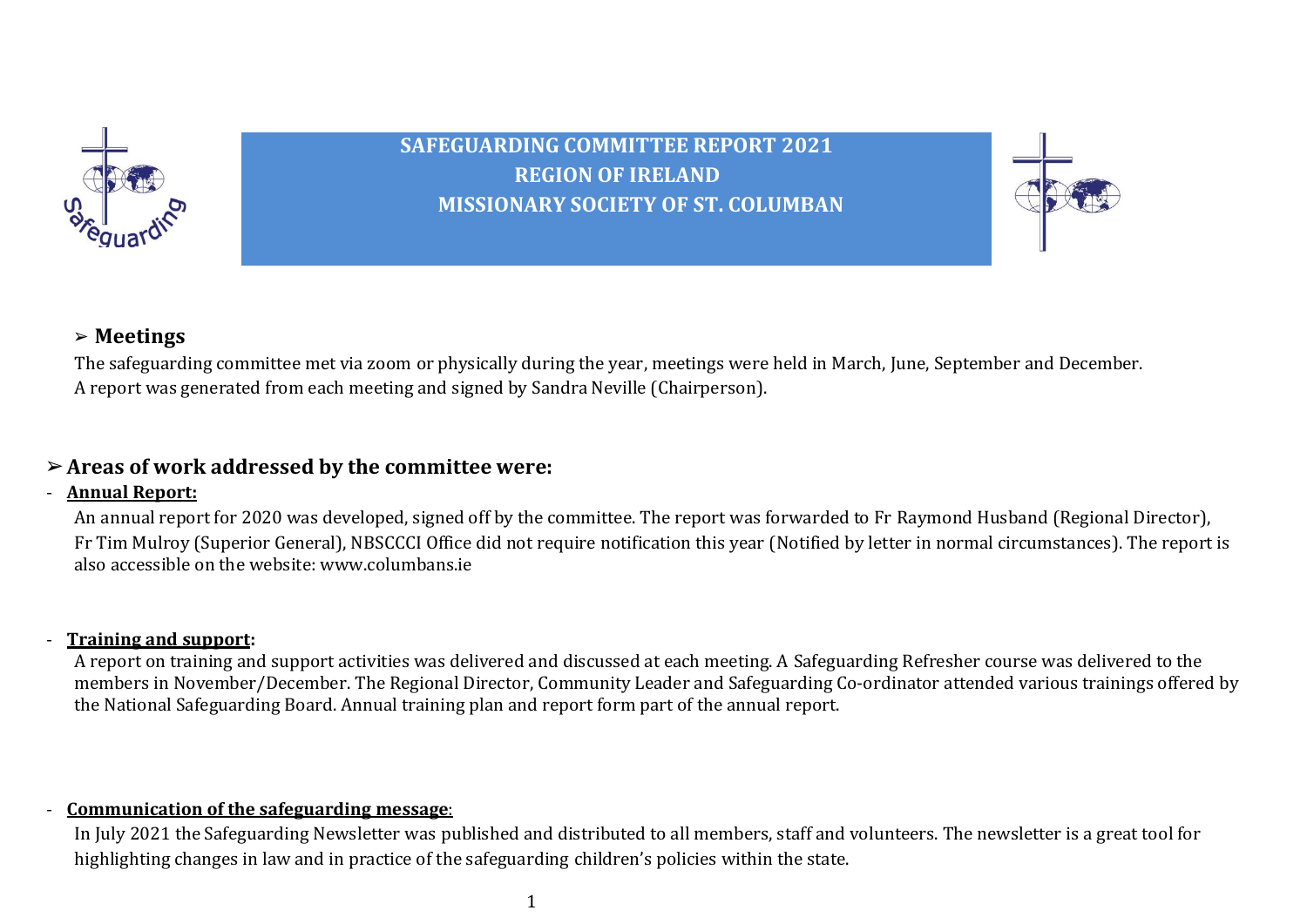# SAFEGUARDING COMMITTEE REPORT 2021
# REGION OF IRELAND
# MISSIONARY SOCIETY OF ST. COLUMBAN

## ➢ Meetings

The safeguarding committee met via zoom or physically during the year, meetings were held in March, June, September and December. A report was generated from each meeting and signed by Sandra Neville (Chairperson).

## ➢ Areas of work addressed by the committee were:

- **Annual Report:**

  An annual report for 2020 was developed, signed off by the committee. The report was forwarded to Fr Raymond Husband (Regional Director), Fr Tim Mulroy (Superior General), NBSCCCI Office did not require notification this year (Notified by letter in normal circumstances). The report is also accessible on the website: www.columbans.ie

- **Training and support:**

  A report on training and support activities was delivered and discussed at each meeting. A Safeguarding Refresher course was delivered to the members in November/December. The Regional Director, Community Leader and Safeguarding Co-ordinator attended various trainings offered by the National Safeguarding Board. Annual training plan and report form part of the annual report.

- **Communication of the safeguarding message**:

  In July 2021 the Safeguarding Newsletter was published and distributed to all members, staff and volunteers. The newsletter is a great tool for highlighting changes in law and in practice of the safeguarding children's policies within the state.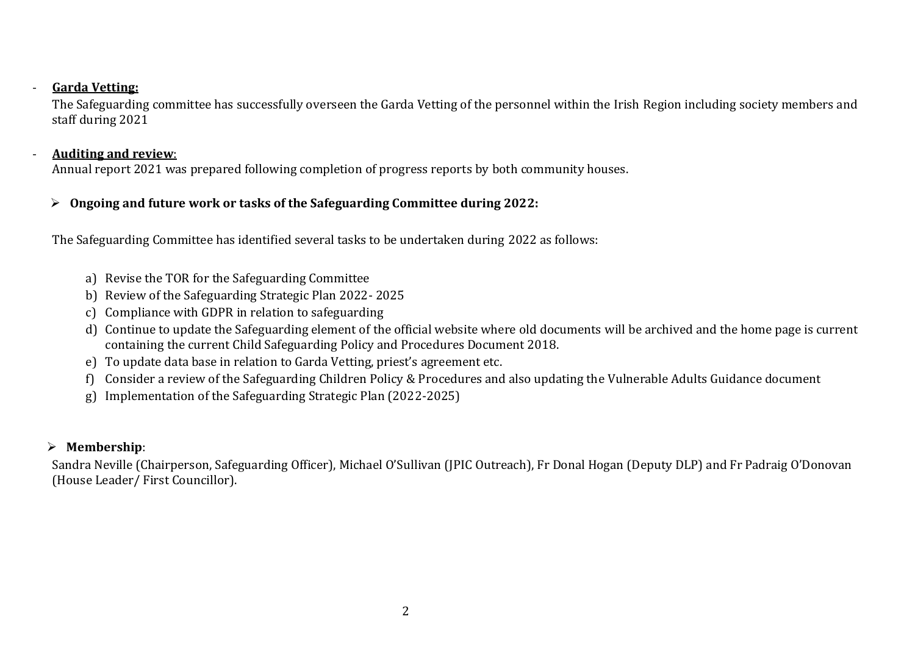- **Garda Vetting:**
  The Safeguarding committee has successfully overseen the Garda Vetting of the personnel within the Irish Region including society members and staff during 2021

- **Auditing and review**:
  Annual report 2021 was prepared following completion of progress reports by both community houses.

- **Ongoing and future work or tasks of the Safeguarding Committee during 2022:**

The Safeguarding Committee has identified several tasks to be undertaken during 2022 as follows:

a) Revise the TOR for the Safeguarding Committee
b) Review of the Safeguarding Strategic Plan 2022- 2025
c) Compliance with GDPR in relation to safeguarding
d) Continue to update the Safeguarding element of the official website where old documents will be archived and the home page is current containing the current Child Safeguarding Policy and Procedures Document 2018.
e) To update data base in relation to Garda Vetting, priest's agreement etc.
f) Consider a review of the Safeguarding Children Policy & Procedures and also updating the Vulnerable Adults Guidance document
g) Implementation of the Safeguarding Strategic Plan (2022-2025)

- **Membership**:
  Sandra Neville (Chairperson, Safeguarding Officer), Michael O'Sullivan (JPIC Outreach), Fr Donal Hogan (Deputy DLP) and Fr Padraig O'Donovan (House Leader/ First Councillor).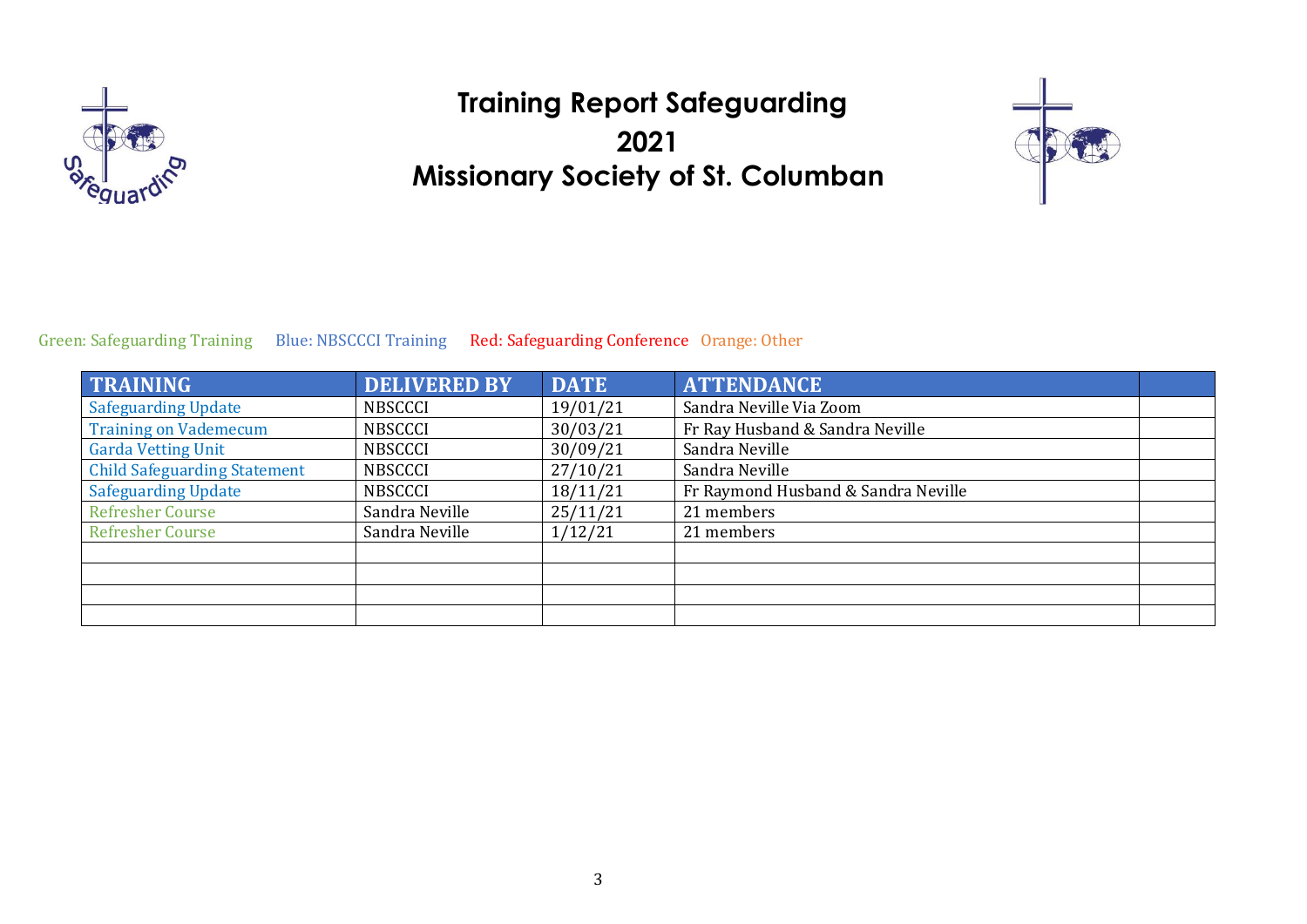# Training Report Safeguarding
# 2021
# Missionary Society of St. Columban

Green: Safeguarding Training Blue: NBSCCCI Training Red: Safeguarding Conference Orange: Other

| TRAINING | DELIVERED BY | DATE | ATTENDANCE | |
|---|---|---|---|---|
| Safeguarding Update | NBSCCCI | 19/01/21 | Sandra Neville Via Zoom | |
| Training on Vademecum | NBSCCCI | 30/03/21 | Fr Ray Husband & Sandra Neville | |
| Garda Vetting Unit | NBSCCCI | 30/09/21 | Sandra Neville | |
| Child Safeguarding Statement | NBSCCCI | 27/10/21 | Sandra Neville | |
| Safeguarding Update | NBSCCCI | 18/11/21 | Fr Raymond Husband & Sandra Neville | |
| Refresher Course | Sandra Neville | 25/11/21 | 21 members | |
| Refresher Course | Sandra Neville | 1/12/21 | 21 members | |
| | | | | |
| | | | | |
| | | | | |
| | | | | |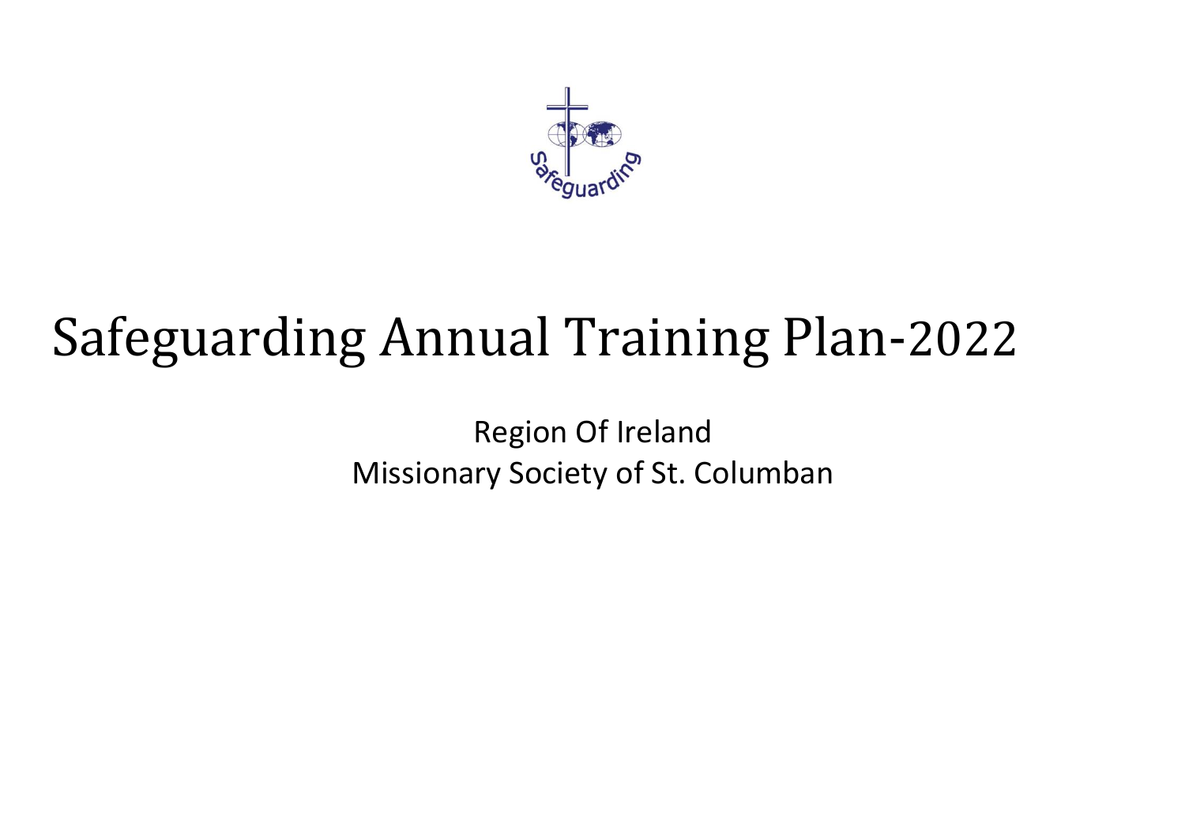# Safeguarding Annual Training Plan-2022

Region Of Ireland

Missionary Society of St. Columban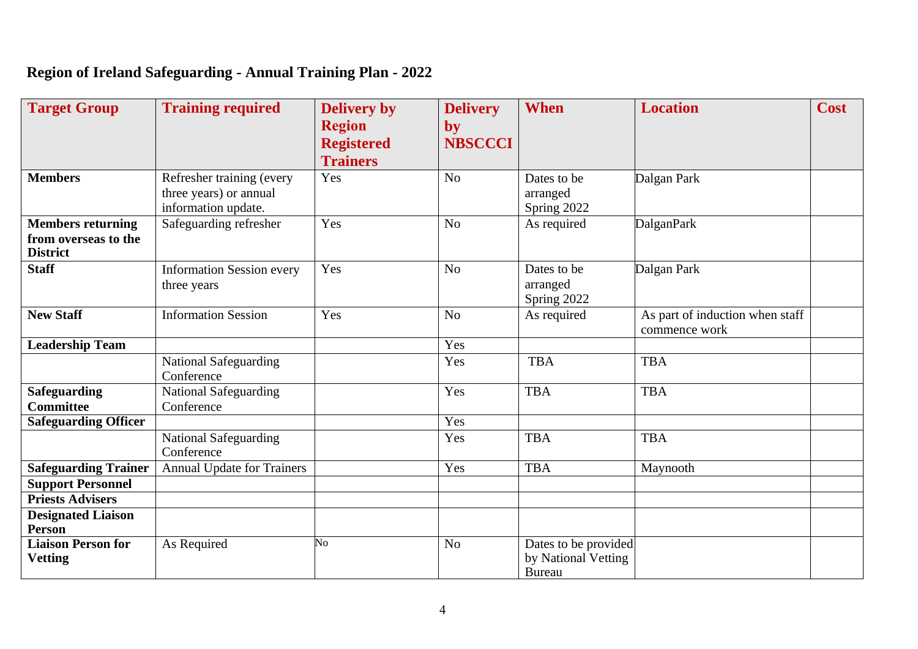# Region of Ireland Safeguarding - Annual Training Plan - 2022

| Target Group | Training required | Delivery by Region Registered Trainers | Delivery by NBSCCCI | When | Location | Cost |
|---|---|---|---|---|---|---|
| **Members** | Refresher training (every three years) or annual information update. | Yes | No | Dates to be arranged Spring 2022 | Dalgan Park | |
| **Members returning from overseas to the District** | Safeguarding refresher | Yes | No | As required | DalganPark | |
| **Staff** | Information Session every three years | Yes | No | Dates to be arranged Spring 2022 | Dalgan Park | |
| **New Staff** | Information Session | Yes | No | As required | As part of induction when staff commence work | |
| **Leadership Team** | | | Yes | | | |
| | National Safeguarding Conference | | Yes | TBA | TBA | |
| **Safeguarding Committee** | National Safeguarding Conference | | Yes | TBA | TBA | |
| **Safeguarding Officer** | | | Yes | | | |
| | National Safeguarding Conference | | Yes | TBA | TBA | |
| **Safeguarding Trainer** | Annual Update for Trainers | | Yes | TBA | Maynooth | |
| **Support Personnel** | | | | | | |
| **Priests Advisers** | | | | | | |
| **Designated Liaison Person** | | | | | | |
| **Liaison Person for Vetting** | As Required | No | No | Dates to be provided by National Vetting Bureau | | |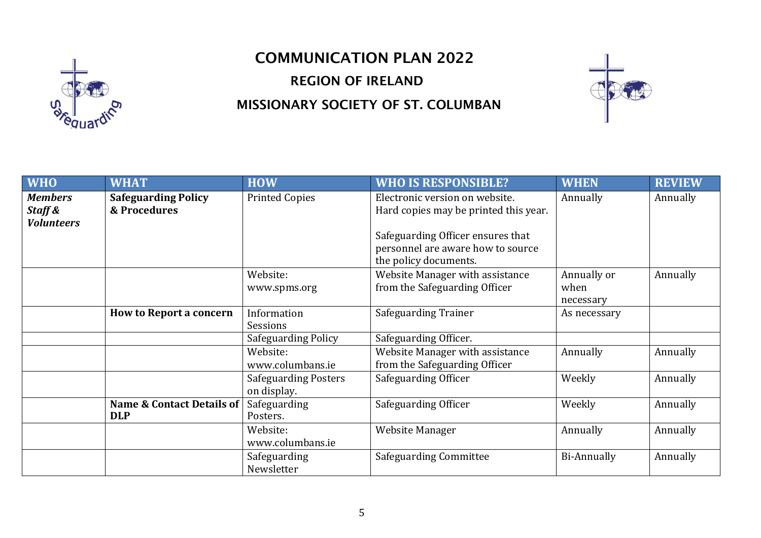# COMMUNICATION PLAN 2022

## REGION OF IRELAND

## MISSIONARY SOCIETY OF ST. COLUMBAN

| WHO | WHAT | HOW | WHO IS RESPONSIBLE? | WHEN | REVIEW |
|---|---|---|---|---|---|
| ***Members Staff & Volunteers*** | **Safeguarding Policy & Procedures** | Printed Copies | Electronic version on website. Hard copies may be printed this year.<br><br>Safeguarding Officer ensures that personnel are aware how to source the policy documents. | Annually | Annually |
| | | Website: www.spms.org | Website Manager with assistance from the Safeguarding Officer | Annually or when necessary | Annually |
| | **How to Report a concern** | Information Sessions | Safeguarding Trainer | As necessary | |
| | | Safeguarding Policy | Safeguarding Officer. | | |
| | | Website: www.columbans.ie | Website Manager with assistance from the Safeguarding Officer | Annually | Annually |
| | | Safeguarding Posters on display. | Safeguarding Officer | Weekly | Annually |
| | **Name & Contact Details of DLP** | Safeguarding Posters. | Safeguarding Officer | Weekly | Annually |
| | | Website: www.columbans.ie | Website Manager | Annually | Annually |
| | | Safeguarding Newsletter | Safeguarding Committee | Bi-Annually | Annually |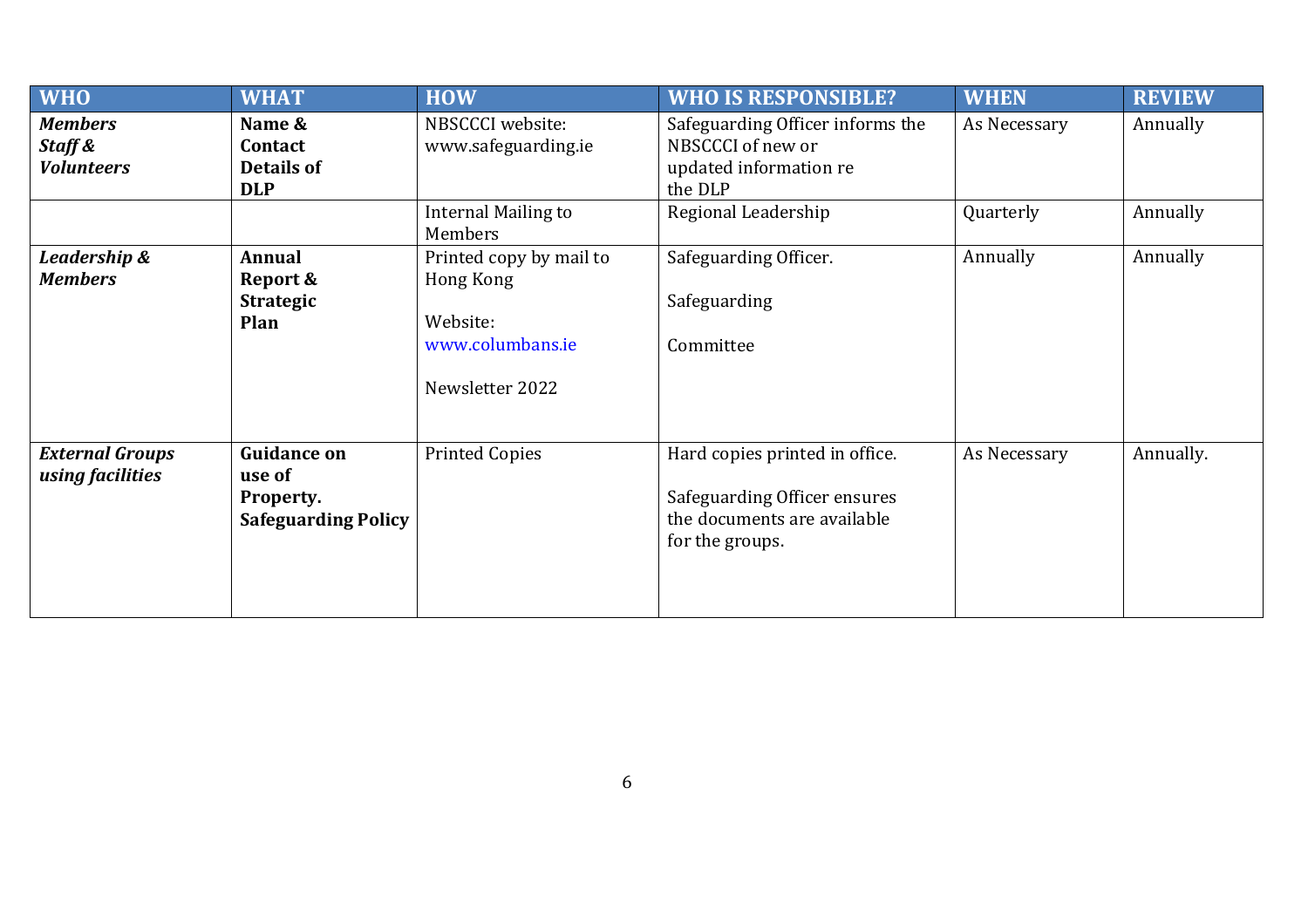| WHO | WHAT | HOW | WHO IS RESPONSIBLE? | WHEN | REVIEW |
|---|---|---|---|---|---|
| ***Members Staff & Volunteers*** | **Name & Contact Details of DLP** | NBSCCCI website: www.safeguarding.ie | Safeguarding Officer informs the NBSCCCI of new or updated information re the DLP | As Necessary | Annually |
| | | Internal Mailing to Members | Regional Leadership | Quarterly | Annually |
| ***Leadership & Members*** | **Annual Report & Strategic Plan** | Printed copy by mail to Hong Kong<br><br>Website: www.columbans.ie<br><br>Newsletter 2022 | Safeguarding Officer.<br><br>Safeguarding<br><br>Committee | Annually | Annually |
| ***External Groups using facilities*** | **Guidance on use of Property. Safeguarding Policy** | Printed Copies | Hard copies printed in office.<br><br>Safeguarding Officer ensures the documents are available for the groups. | As Necessary | Annually. |